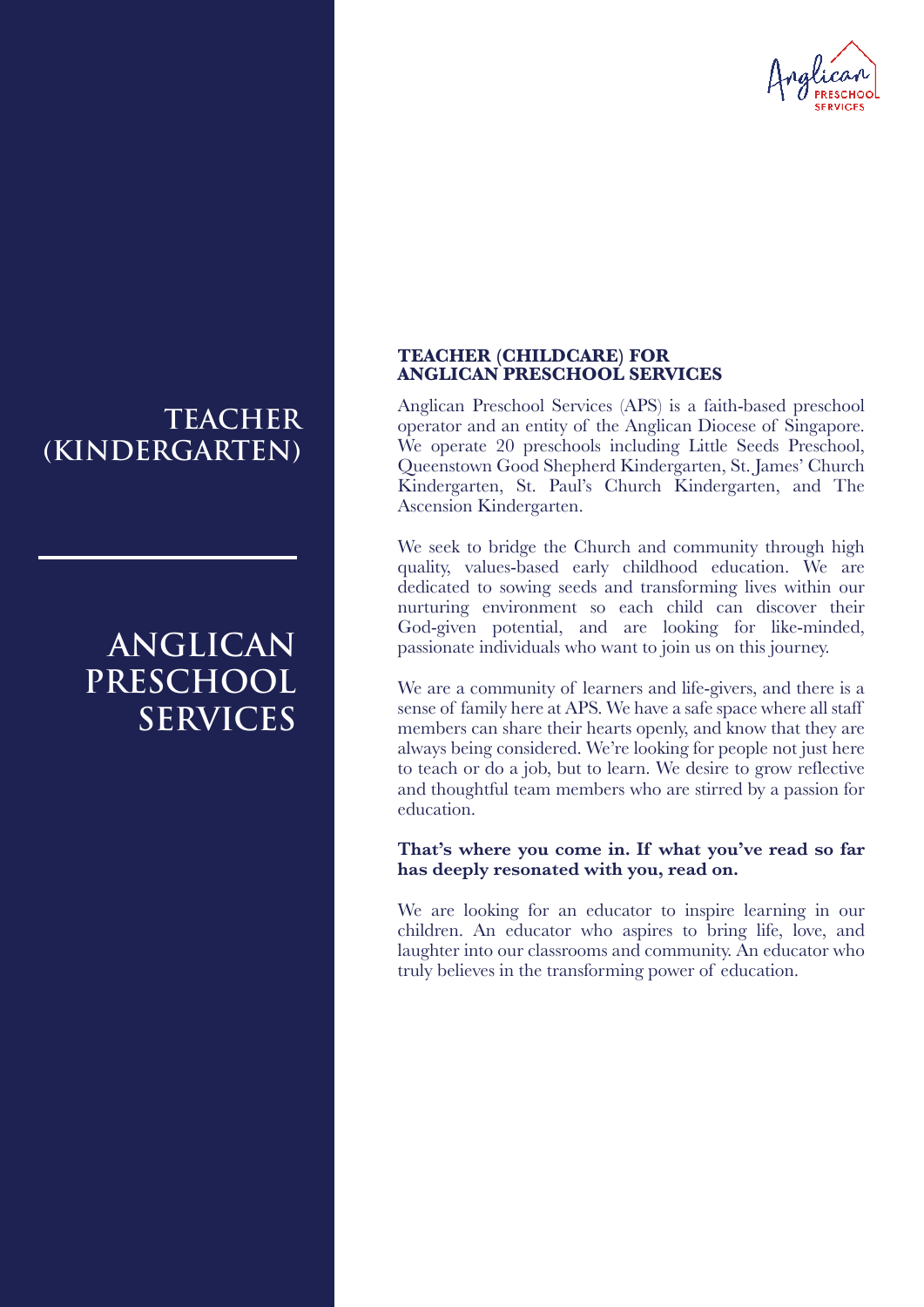# TEACHER (KINDERGARTEN)

# ANGLICAN PRESCHOOL SERVICES

**TEACHER (CHILDCARE) FOR ANGLICAN PRESCHOOL SERVICES**

Anglican Preschool Services (APS) is a faith-based preschool operator and an entity of the Anglican Diocese of Singapore. We operate 20 preschools including Little Seeds Preschool, Queenstown Good Shepherd Kindergarten, St. James' Church Kindergarten, St. Paul's Church Kindergarten, and The Ascension Kindergarten.

We seek to bridge the Church and community through high quality, values-based early childhood education. We are dedicated to sowing seeds and transforming lives within our nurturing environment so each child can discover their God-given potential, and are looking for like-minded, passionate individuals who want to join us on this journey.

We are a community of learners and life-givers, and there is a sense of family here at APS. We have a safe space where all staff members can share their hearts openly, and know that they are always being considered. We're looking for people not just here to teach or do a job, but to learn. We desire to grow reflective and thoughtful team members who are stirred by a passion for education.

**That's where you come in. If what you've read so far has deeply resonated with you, read on.**

We are looking for an educator to inspire learning in our children. An educator who aspires to bring life, love, and laughter into our classrooms and community. An educator who truly believes in the transforming power of education.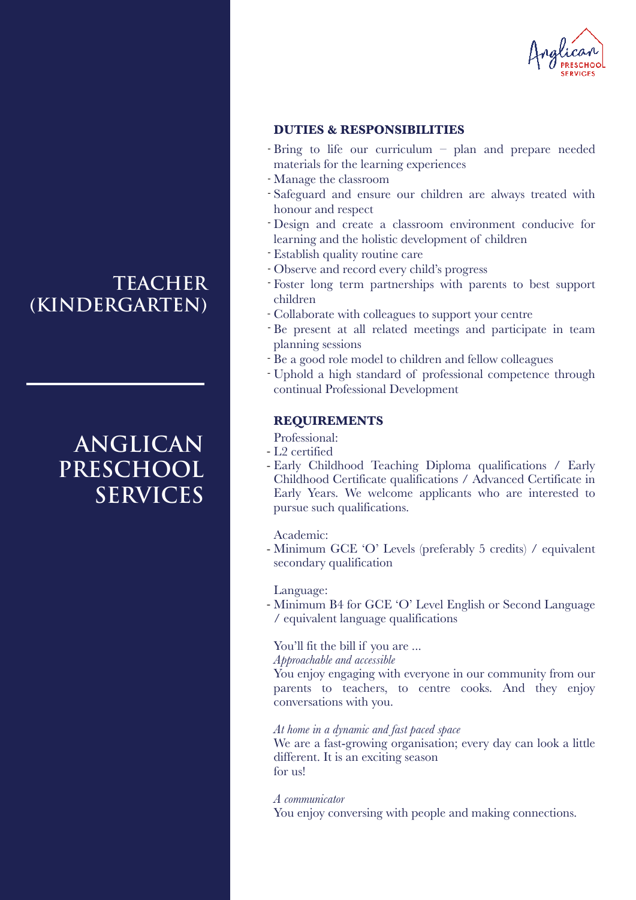# TEACHER (KINDERGARTEN)

# ANGLICAN PRESCHOOL SERVICES

Anglican PRESCHOOL SERVICES

## DUTIES & RESPONSIBILITIES

- Bring to life our curriculum – plan and prepare needed materials for the learning experiences
- Manage the classroom
- Safeguard and ensure our children are always treated with honour and respect
- Design and create a classroom environment conducive for learning and the holistic development of children
- Establish quality routine care
- Observe and record every child's progress
- Foster long term partnerships with parents to best support children
- Collaborate with colleagues to support your centre
- Be present at all related meetings and participate in team planning sessions
- Be a good role model to children and fellow colleagues
- Uphold a high standard of professional competence through continual Professional Development

## REQUIREMENTS

Professional:

- L2 certified
- Early Childhood Teaching Diploma qualifications / Early Childhood Certificate qualifications / Advanced Certificate in Early Years. We welcome applicants who are interested to pursue such qualifications.

Academic:

- Minimum GCE 'O' Levels (preferably 5 credits) / equivalent secondary qualification

Language:

- Minimum B4 for GCE 'O' Level English or Second Language / equivalent language qualifications

You'll fit the bill if you are ...

*Approachable and accessible*
You enjoy engaging with everyone in our community from our parents to teachers, to centre cooks. And they enjoy conversations with you.

*At home in a dynamic and fast paced space*
We are a fast-growing organisation; every day can look a little different. It is an exciting season
for us!

*A communicator*
You enjoy conversing with people and making connections.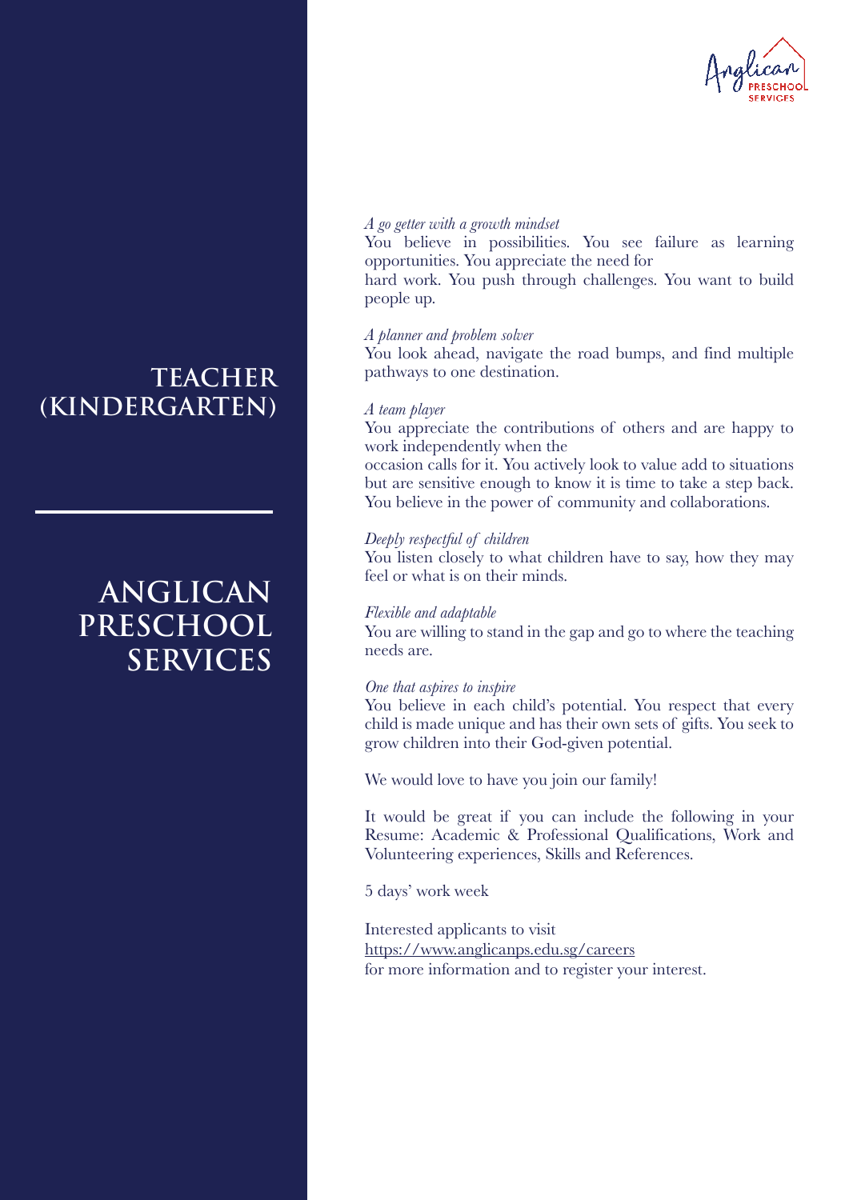# TEACHER (KINDERGARTEN)

## ANGLICAN PRESCHOOL SERVICES

*A go getter with a growth mindset*
You believe in possibilities. You see failure as learning opportunities. You appreciate the need for hard work. You push through challenges. You want to build people up.

*A planner and problem solver*
You look ahead, navigate the road bumps, and find multiple pathways to one destination.

*A team player*
You appreciate the contributions of others and are happy to work independently when the occasion calls for it. You actively look to value add to situations but are sensitive enough to know it is time to take a step back. You believe in the power of community and collaborations.

*Deeply respectful of children*
You listen closely to what children have to say, how they may feel or what is on their minds.

*Flexible and adaptable*
You are willing to stand in the gap and go to where the teaching needs are.

*One that aspires to inspire*
You believe in each child's potential. You respect that every child is made unique and has their own sets of gifts. You seek to grow children into their God-given potential.

We would love to have you join our family!

It would be great if you can include the following in your Resume: Academic & Professional Qualifications, Work and Volunteering experiences, Skills and References.

5 days' work week

Interested applicants to visit
https://www.anglicanps.edu.sg/careers
for more information and to register your interest.